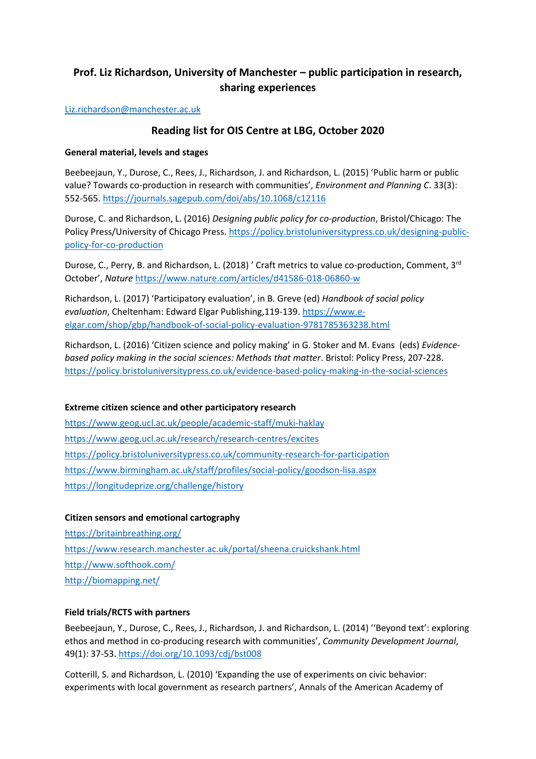# Prof. Liz Richardson, University of Manchester – public participation in research, sharing experiences

Liz.richardson@manchester.ac.uk

## Reading list for OIS Centre at LBG, October 2020

### General material, levels and stages

Beebeejaun, Y., Durose, C., Rees, J., Richardson, J. and Richardson, L. (2015) 'Public harm or public value? Towards co-production in research with communities', *Environment and Planning C*. 33(3): 552-565. https://journals.sagepub.com/doi/abs/10.1068/c12116

Durose, C. and Richardson, L. (2016) *Designing public policy for co-production*, Bristol/Chicago: The Policy Press/University of Chicago Press. https://policy.bristoluniversitypress.co.uk/designing-public-policy-for-co-production

Durose, C., Perry, B. and Richardson, L. (2018) ' Craft metrics to value co-production, Comment, 3rd October', *Nature* https://www.nature.com/articles/d41586-018-06860-w

Richardson, L. (2017) 'Participatory evaluation', in B. Greve (ed) *Handbook of social policy evaluation*, Cheltenham: Edward Elgar Publishing,119-139. https://www.e-elgar.com/shop/gbp/handbook-of-social-policy-evaluation-9781785363238.html

Richardson, L. (2016) 'Citizen science and policy making' in G. Stoker and M. Evans (eds) *Evidence-based policy making in the social sciences: Methods that matter*. Bristol: Policy Press, 207-228. https://policy.bristoluniversitypress.co.uk/evidence-based-policy-making-in-the-social-sciences

### Extreme citizen science and other participatory research

https://www.geog.ucl.ac.uk/people/academic-staff/muki-haklay

https://www.geog.ucl.ac.uk/research/research-centres/excites

https://policy.bristoluniversitypress.co.uk/community-research-for-participation

https://www.birmingham.ac.uk/staff/profiles/social-policy/goodson-lisa.aspx

https://longitudeprize.org/challenge/history

### Citizen sensors and emotional cartography

https://britainbreathing.org/

https://www.research.manchester.ac.uk/portal/sheena.cruickshank.html

http://www.softhook.com/

http://biomapping.net/

### Field trials/RCTS with partners

Beebeejaun, Y., Durose, C., Rees, J., Richardson, J. and Richardson, L. (2014) ''Beyond text': exploring ethos and method in co-producing research with communities', *Community Development Journal*, 49(1): 37-53. https://doi.org/10.1093/cdj/bst008

Cotterill, S. and Richardson, L. (2010) 'Expanding the use of experiments on civic behavior: experiments with local government as research partners', Annals of the American Academy of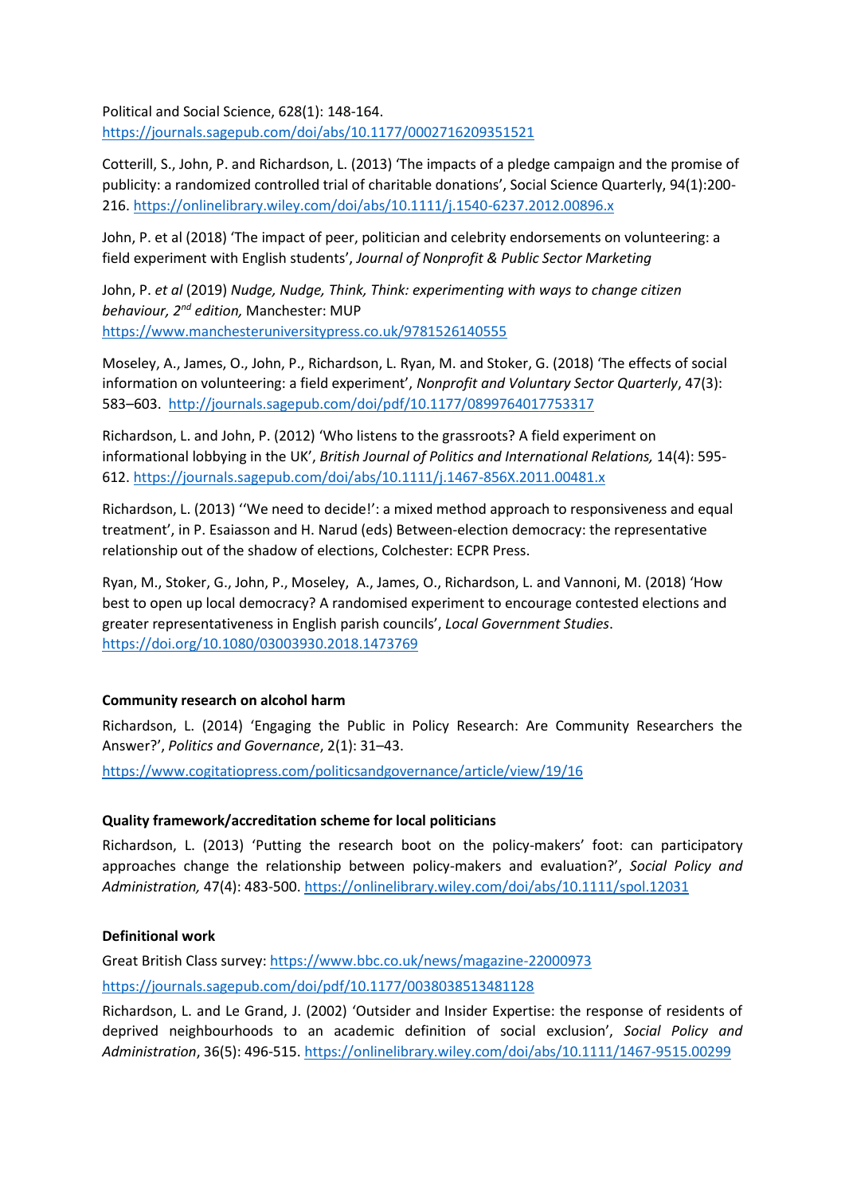Political and Social Science, 628(1): 148-164.
https://journals.sagepub.com/doi/abs/10.1177/0002716209351521

Cotterill, S., John, P. and Richardson, L. (2013) 'The impacts of a pledge campaign and the promise of publicity: a randomized controlled trial of charitable donations', Social Science Quarterly, 94(1):200-216. https://onlinelibrary.wiley.com/doi/abs/10.1111/j.1540-6237.2012.00896.x

John, P. et al (2018) 'The impact of peer, politician and celebrity endorsements on volunteering: a field experiment with English students', *Journal of Nonprofit & Public Sector Marketing*

John, P. *et al* (2019) *Nudge, Nudge, Think, Think: experimenting with ways to change citizen behaviour, 2nd edition,* Manchester: MUP
https://www.manchesteruniversitypress.co.uk/9781526140555

Moseley, A., James, O., John, P., Richardson, L. Ryan, M. and Stoker, G. (2018) 'The effects of social information on volunteering: a field experiment', *Nonprofit and Voluntary Sector Quarterly*, 47(3): 583–603. http://journals.sagepub.com/doi/pdf/10.1177/0899764017753317

Richardson, L. and John, P. (2012) 'Who listens to the grassroots? A field experiment on informational lobbying in the UK', *British Journal of Politics and International Relations,* 14(4): 595-612. https://journals.sagepub.com/doi/abs/10.1111/j.1467-856X.2011.00481.x

Richardson, L. (2013) ''We need to decide!': a mixed method approach to responsiveness and equal treatment', in P. Esaiasson and H. Narud (eds) Between-election democracy: the representative relationship out of the shadow of elections, Colchester: ECPR Press.

Ryan, M., Stoker, G., John, P., Moseley, A., James, O., Richardson, L. and Vannoni, M. (2018) 'How best to open up local democracy? A randomised experiment to encourage contested elections and greater representativeness in English parish councils', *Local Government Studies*.
https://doi.org/10.1080/03003930.2018.1473769

**Community research on alcohol harm**

Richardson, L. (2014) 'Engaging the Public in Policy Research: Are Community Researchers the Answer?', *Politics and Governance*, 2(1): 31–43.

https://www.cogitatiopress.com/politicsandgovernance/article/view/19/16

**Quality framework/accreditation scheme for local politicians**

Richardson, L. (2013) 'Putting the research boot on the policy-makers' foot: can participatory approaches change the relationship between policy-makers and evaluation?', *Social Policy and Administration,* 47(4): 483-500. https://onlinelibrary.wiley.com/doi/abs/10.1111/spol.12031

**Definitional work**

Great British Class survey: https://www.bbc.co.uk/news/magazine-22000973

https://journals.sagepub.com/doi/pdf/10.1177/0038038513481128

Richardson, L. and Le Grand, J. (2002) 'Outsider and Insider Expertise: the response of residents of deprived neighbourhoods to an academic definition of social exclusion', *Social Policy and Administration*, 36(5): 496-515. https://onlinelibrary.wiley.com/doi/abs/10.1111/1467-9515.00299